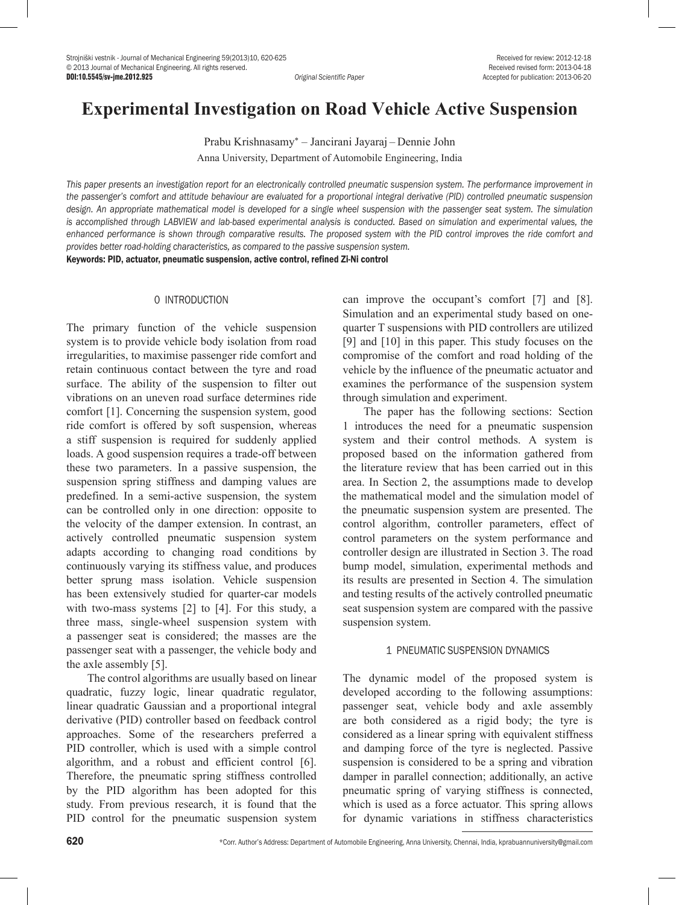# Experimental Investigation on Road Vehicle Active Suspension

Prabu Krishnasamy* – Jancirani Jayaraj – Dennie John

Anna University, Department of Automobile Engineering, India

*This paper presents an investigation report for an electronically controlled pneumatic suspension system. The performance improvement in the passenger's comfort and attitude behaviour are evaluated for a proportional integral derivative (PID) controlled pneumatic suspension design. An appropriate mathematical model is developed for a single wheel suspension with the passenger seat system. The simulation is accomplished through LABVIEW and lab-based experimental analysis is conducted. Based on simulation and experimental values, the enhanced performance is shown through comparative results. The proposed system with the PID control improves the ride comfort and provides better road-holding characteristics, as compared to the passive suspension system.*

**Keywords: PID, actuator, pneumatic suspension, active control, refined Zi-Ni control**

## 0 INTRODUCTION

The primary function of the vehicle suspension system is to provide vehicle body isolation from road irregularities, to maximise passenger ride comfort and retain continuous contact between the tyre and road surface. The ability of the suspension to filter out vibrations on an uneven road surface determines ride comfort [1]. Concerning the suspension system, good ride comfort is offered by soft suspension, whereas a stiff suspension is required for suddenly applied loads. A good suspension requires a trade-off between these two parameters. In a passive suspension, the suspension spring stiffness and damping values are predefined. In a semi-active suspension, the system can be controlled only in one direction: opposite to the velocity of the damper extension. In contrast, an actively controlled pneumatic suspension system adapts according to changing road conditions by continuously varying its stiffness value, and produces better sprung mass isolation. Vehicle suspension has been extensively studied for quarter-car models with two-mass systems [2] to [4]. For this study, a three mass, single-wheel suspension system with a passenger seat is considered; the masses are the passenger seat with a passenger, the vehicle body and the axle assembly [5].

The control algorithms are usually based on linear quadratic, fuzzy logic, linear quadratic regulator, linear quadratic Gaussian and a proportional integral derivative (PID) controller based on feedback control approaches. Some of the researchers preferred a PID controller, which is used with a simple control algorithm, and a robust and efficient control [6]. Therefore, the pneumatic spring stiffness controlled by the PID algorithm has been adopted for this study. From previous research, it is found that the PID control for the pneumatic suspension system can improve the occupant's comfort [7] and [8]. Simulation and an experimental study based on one-quarter T suspensions with PID controllers are utilized [9] and [10] in this paper. This study focuses on the compromise of the comfort and road holding of the vehicle by the influence of the pneumatic actuator and examines the performance of the suspension system through simulation and experiment.

The paper has the following sections: Section 1 introduces the need for a pneumatic suspension system and their control methods. A system is proposed based on the information gathered from the literature review that has been carried out in this area. In Section 2, the assumptions made to develop the mathematical model and the simulation model of the pneumatic suspension system are presented. The control algorithm, controller parameters, effect of control parameters on the system performance and controller design are illustrated in Section 3. The road bump model, simulation, experimental methods and its results are presented in Section 4. The simulation and testing results of the actively controlled pneumatic seat suspension system are compared with the passive suspension system.

## 1 PNEUMATIC SUSPENSION DYNAMICS

The dynamic model of the proposed system is developed according to the following assumptions: passenger seat, vehicle body and axle assembly are both considered as a rigid body; the tyre is considered as a linear spring with equivalent stiffness and damping force of the tyre is neglected. Passive suspension is considered to be a spring and vibration damper in parallel connection; additionally, an active pneumatic spring of varying stiffness is connected, which is used as a force actuator. This spring allows for dynamic variations in stiffness characteristics

*Corr. Author's Address: Department of Automobile Engineering, Anna University, Chennai, India, kprabuannuniversity@gmail.com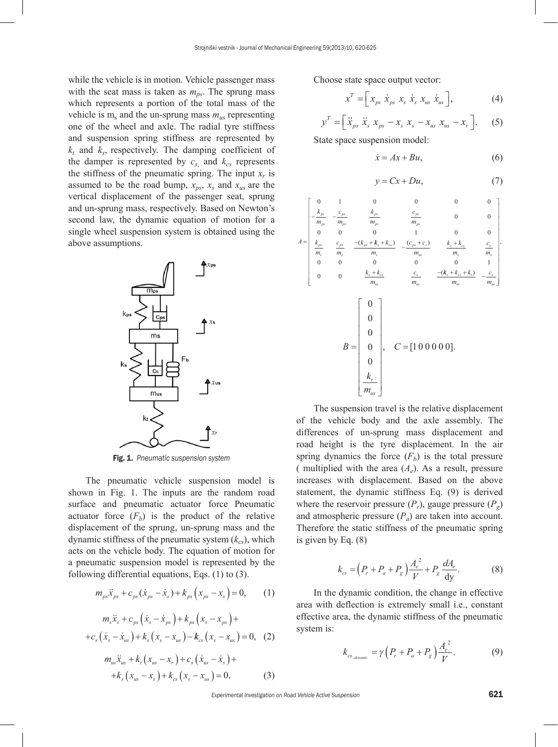while the vehicle is in motion. Vehicle passenger mass with the seat mass is taken as $m_{ps}$. The sprung mass which represents a portion of the total mass of the vehicle is $m_s$ and the un-sprung mass $m_{us}$ representing one of the wheel and axle. The radial tyre stiffness and suspension spring stiffness are represented by $k_t$ and $k_s$, respectively. The damping coefficient of the damper is represented by $c_s$, and $k_{cs}$ represents the stiffness of the pneumatic spring. The input $x_r$ is assumed to be the road bump, $x_{ps}$, $x_s$ and $x_{us}$ are the vertical displacement of the passenger seat, sprung and un-sprung mass, respectively. Based on Newton's second law, the dynamic equation of motion for a single wheel suspension system is obtained using the above assumptions.

Fig. 1. *Pneumatic suspension system*

The pneumatic vehicle suspension model is shown in Fig. 1. The inputs are the random road surface and pneumatic actuator force. Pneumatic actuator force ($F_b$) is the product of the relative displacement of the sprung, un-sprung mass and the dynamic stiffness of the pneumatic system ($k_{cs}$), which acts on the vehicle body. The equation of motion for a pneumatic suspension model is represented by the following differential equations, Eqs. (1) to (3).

$$m_{ps}\ddot{x}_{ps} + c_{ps}(\dot{x}_{ps} - \dot{x}_s) + k_{ps}\left(x_{ps} - x_s\right) = 0, \qquad (1)$$

$$m_s\ddot{x}_s + c_{ps}\left(\dot{x}_s - \dot{x}_{ps}\right) + k_{ps}\left(x_s - x_{ps}\right) + c_s\left(\dot{x}_s - \dot{x}_{us}\right) + k_s\left(x_s - x_{us}\right) - \boldsymbol{k}_{cs}\left(x_s - x_{us}\right) = 0, \qquad (2)$$

$$m_{us}\ddot{x}_{us} + k_t\left(x_{us} - x_r\right) + c_s\left(\dot{x}_{us} - \dot{x}_s\right) + k_s\left(x_{us} - x_s\right) + k_{cs}\left(x_s - x_{us}\right) = 0. \qquad (3)$$

Choose state space output vector:

$$x^T = \left[x_{ps}\ \dot{x}_{ps}\ x_s\ \dot{x}_s\ x_{us}\ \dot{x}_{us}\right], \qquad (4)$$

$$y^T = \left[\ddot{x}_{ps}\ \ddot{x}_s\ x_{ps} - x_s\ x_s - x_{us}\ x_{us} - x_r\right]. \qquad (5)$$

State space suspension model:

$$\dot{x} = Ax + Bu, \qquad (6)$$

$$y = Cx + Du, \qquad (7)$$

$$A = \begin{bmatrix} 0 & 1 & 0 & 0 & 0 & 0 \\ -\frac{k_{ps}}{m_{ps}} & -\frac{c_{ps}}{m_{ps}} & \frac{k_{ps}}{m_{ps}} & \frac{c_{ps}}{m_{ps}} & 0 & 0 \\ 0 & 0 & 0 & 1 & 0 & 0 \\ \frac{k_{ps}}{m_s} & \frac{c_{ps}}{m_s} & \frac{-(k_{ps}+\boldsymbol{k}_s+k_{cs})}{m_s} & -\frac{(c_{ps}+c_s)}{m_{us}} & \frac{k_s+k_{cs}}{m_s} & \frac{c_s}{m_s} \\ 0 & 0 & 0 & 0 & 0 & 1 \\ 0 & 0 & \frac{k_s+k_{cs}}{m_{us}} & \frac{c_s}{m_{us}} & \frac{-(\boldsymbol{k}_s+k_{cs}+k_t)}{m_{us}} & -\frac{c_s}{m_{us}} \end{bmatrix},$$

$$B = \begin{bmatrix} 0 \\ 0 \\ 0 \\ 0 \\ 0 \\ \frac{k_t}{m_{us}} \end{bmatrix}, \quad C = [1\,0\,0\,0\,0\,0].$$

The suspension travel is the relative displacement of the vehicle body and the axle assembly. The differences of un-sprung mass displacement and road height is the tyre displacement. In the air spring dynamics the force ($F_b$) is the total pressure ( multiplied with the area ($A_e$). As a result, pressure increases with displacement. Based on the above statement, the dynamic stiffness Eq. (9) is derived where the reservoir pressure ($P_r$), gauge pressure ($P_g$) and atmospheric pressure ($P_a$) are taken into account. Therefore the static stiffness of the pneumatic spring is given by Eq. (8)

$$k_{cs} = \left(P_r + P_a + P_g\right)\frac{A_e^{\,2}}{V} + P_g\frac{dA_e}{\mathrm{dy}}. \qquad (8)$$

In the dynamic condition, the change in effective area with deflection is extremely small i.e., constant effective area, the dynamic stiffness of the pneumatic system is:

$$k_{cs_{,dynamic}} = \gamma\left(P_r + P_a + P_g\right)\frac{A_e^{\,2}}{V}. \qquad (9)$$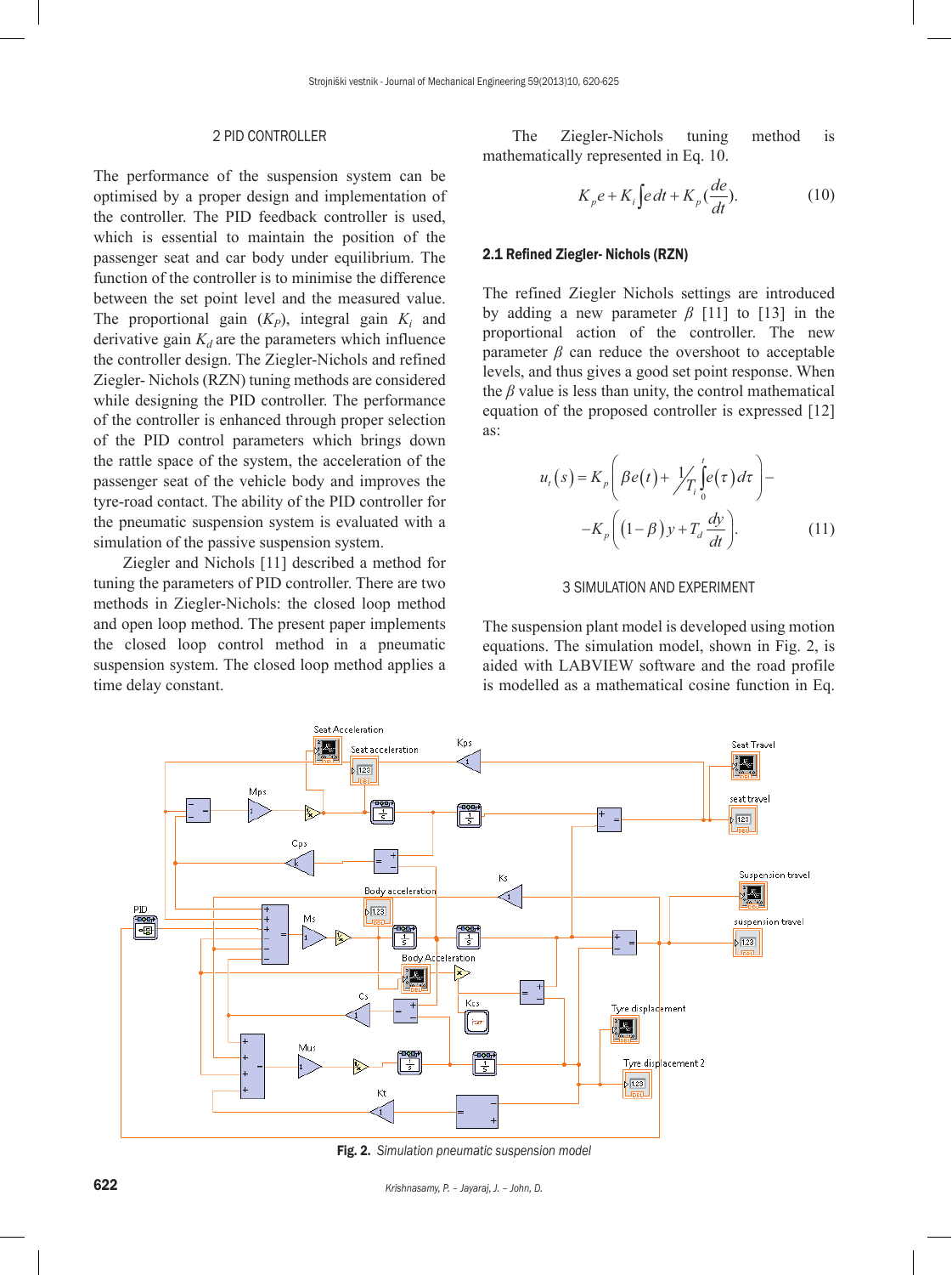## 2 PID CONTROLLER

The performance of the suspension system can be optimised by a proper design and implementation of the controller. The PID feedback controller is used, which is essential to maintain the position of the passenger seat and car body under equilibrium. The function of the controller is to minimise the difference between the set point level and the measured value. The proportional gain ($K_P$), integral gain $K_i$ and derivative gain $K_d$ are the parameters which influence the controller design. The Ziegler-Nichols and refined Ziegler- Nichols (RZN) tuning methods are considered while designing the PID controller. The performance of the controller is enhanced through proper selection of the PID control parameters which brings down the rattle space of the system, the acceleration of the passenger seat of the vehicle body and improves the tyre-road contact. The ability of the PID controller for the pneumatic suspension system is evaluated with a simulation of the passive suspension system.

Ziegler and Nichols [11] described a method for tuning the parameters of PID controller. There are two methods in Ziegler-Nichols: the closed loop method and open loop method. The present paper implements the closed loop control method in a pneumatic suspension system. The closed loop method applies a time delay constant.

The Ziegler-Nichols tuning method is mathematically represented in Eq. 10.

$$K_p e + K_i \int e\,dt + K_p \left(\frac{de}{dt}\right). \tag{10}$$

### 2.1 Refined Ziegler- Nichols (RZN)

The refined Ziegler Nichols settings are introduced by adding a new parameter $\beta$ [11] to [13] in the proportional action of the controller. The new parameter $\beta$ can reduce the overshoot to acceptable levels, and thus gives a good set point response. When the $\beta$ value is less than unity, the control mathematical equation of the proposed controller is expressed [12] as:

$$u_t(s) = K_p \left( \beta e(t) + \frac{1}{T_i} \int_0^t e(\tau)\, d\tau \right) - \\ -K_p \left( (1-\beta) y + T_d \frac{dy}{dt} \right). \tag{11}$$

## 3 SIMULATION AND EXPERIMENT

The suspension plant model is developed using motion equations. The simulation model, shown in Fig. 2, is aided with LABVIEW software and the road profile is modelled as a mathematical cosine function in Eq.

**Fig. 2.** *Simulation pneumatic suspension model*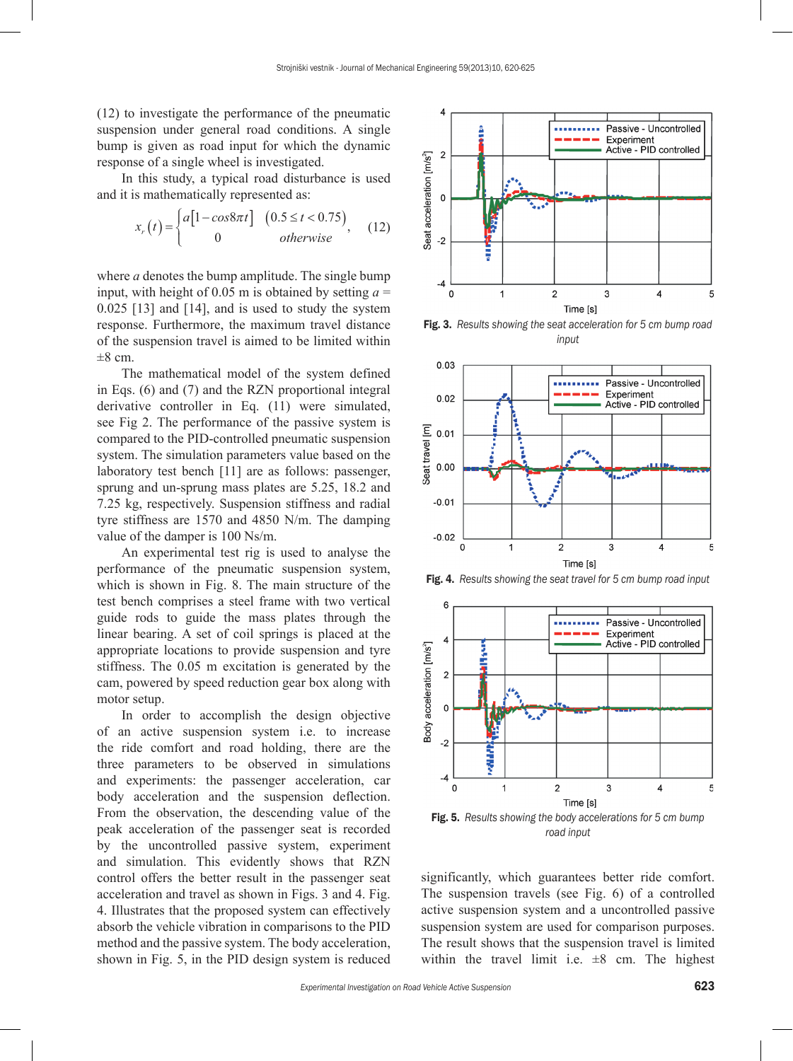(12) to investigate the performance of the pneumatic suspension under general road conditions. A single bump is given as road input for which the dynamic response of a single wheel is investigated.

In this study, a typical road disturbance is used and it is mathematically represented as:

$$x_r(t) = \begin{cases} a\left[1 - cos 8\pi t\right] & \left(0.5 \le t < 0.75\right) \\ 0 & otherwise \end{cases}, \quad (12)$$

where $a$ denotes the bump amplitude. The single bump input, with height of 0.05 m is obtained by setting $a$ = 0.025 [13] and [14], and is used to study the system response. Furthermore, the maximum travel distance of the suspension travel is aimed to be limited within ±8 cm.

The mathematical model of the system defined in Eqs. (6) and (7) and the RZN proportional integral derivative controller in Eq. (11) were simulated, see Fig 2. The performance of the passive system is compared to the PID-controlled pneumatic suspension system. The simulation parameters value based on the laboratory test bench [11] are as follows: passenger, sprung and un-sprung mass plates are 5.25, 18.2 and 7.25 kg, respectively. Suspension stiffness and radial tyre stiffness are 1570 and 4850 N/m. The damping value of the damper is 100 Ns/m.

An experimental test rig is used to analyse the performance of the pneumatic suspension system, which is shown in Fig. 8. The main structure of the test bench comprises a steel frame with two vertical guide rods to guide the mass plates through the linear bearing. A set of coil springs is placed at the appropriate locations to provide suspension and tyre stiffness. The 0.05 m excitation is generated by the cam, powered by speed reduction gear box along with motor setup.

In order to accomplish the design objective of an active suspension system i.e. to increase the ride comfort and road holding, there are the three parameters to be observed in simulations and experiments: the passenger acceleration, car body acceleration and the suspension deflection. From the observation, the descending value of the peak acceleration of the passenger seat is recorded by the uncontrolled passive system, experiment and simulation. This evidently shows that RZN control offers the better result in the passenger seat acceleration and travel as shown in Figs. 3 and 4. Fig. 4. Illustrates that the proposed system can effectively absorb the vehicle vibration in comparisons to the PID method and the passive system. The body acceleration, shown in Fig. 5, in the PID design system is reduced significantly, which guarantees better ride comfort. The suspension travels (see Fig. 6) of a controlled active suspension system and a uncontrolled passive suspension system are used for comparison purposes. The result shows that the suspension travel is limited within the travel limit i.e. ±8 cm. The highest

**Fig. 3.** *Results showing the seat acceleration for 5 cm bump road input*

**Fig. 4.** *Results showing the seat travel for 5 cm bump road input*

**Fig. 5.** *Results showing the body accelerations for 5 cm bump road input*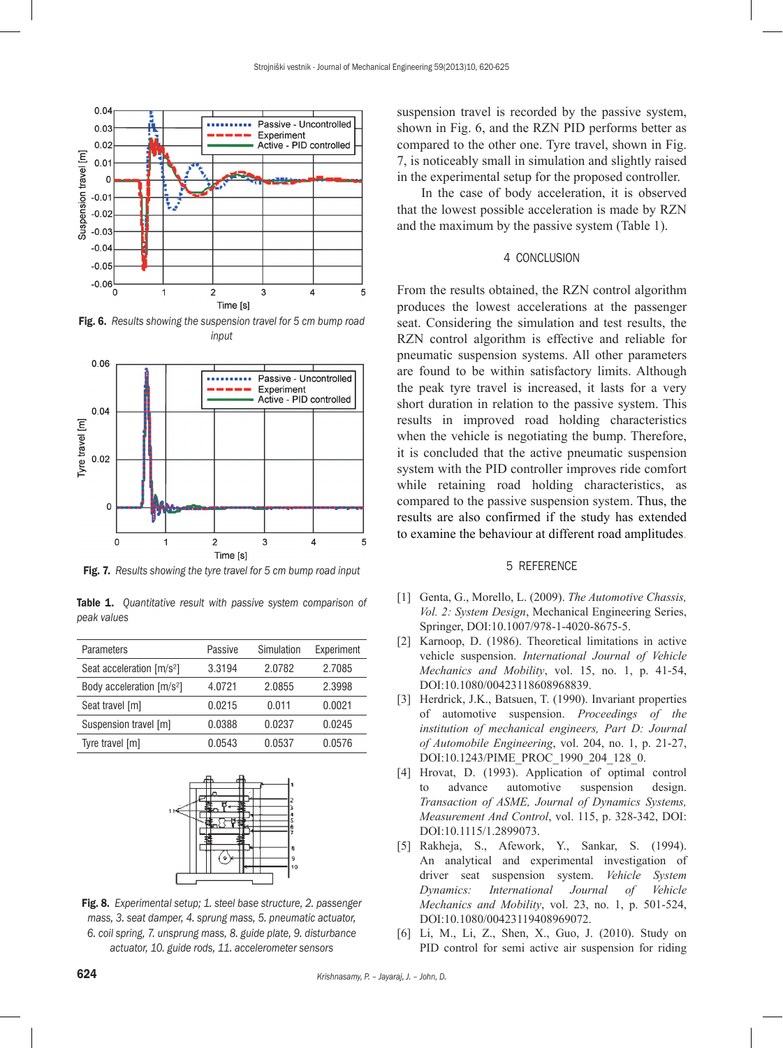Fig. 6. *Results showing the suspension travel for 5 cm bump road input*

Fig. 7. *Results showing the tyre travel for 5 cm bump road input*

**Table 1.** *Quantitative result with passive system comparison of peak values*

| Parameters | Passive | Simulation | Experiment |
|---|---|---|---|
| Seat acceleration [m/s²] | 3.3194 | 2.0782 | 2.7085 |
| Body acceleration [m/s²] | 4.0721 | 2.0855 | 2.3998 |
| Seat travel [m] | 0.0215 | 0.011 | 0.0021 |
| Suspension travel [m] | 0.0388 | 0.0237 | 0.0245 |
| Tyre travel [m] | 0.0543 | 0.0537 | 0.0576 |

Fig. 8. *Experimental setup; 1. steel base structure, 2. passenger mass, 3. seat damper, 4. sprung mass, 5. pneumatic actuator, 6. coil spring, 7. unsprung mass, 8. guide plate, 9. disturbance actuator, 10. guide rods, 11. accelerometer sensors*

suspension travel is recorded by the passive system, shown in Fig. 6, and the RZN PID performs better as compared to the other one. Tyre travel, shown in Fig. 7, is noticeably small in simulation and slightly raised in the experimental setup for the proposed controller.

In the case of body acceleration, it is observed that the lowest possible acceleration is made by RZN and the maximum by the passive system (Table 1).

## 4 CONCLUSION

From the results obtained, the RZN control algorithm produces the lowest accelerations at the passenger seat. Considering the simulation and test results, the RZN control algorithm is effective and reliable for pneumatic suspension systems. All other parameters are found to be within satisfactory limits. Although the peak tyre travel is increased, it lasts for a very short duration in relation to the passive system. This results in improved road holding characteristics when the vehicle is negotiating the bump. Therefore, it is concluded that the active pneumatic suspension system with the PID controller improves ride comfort while retaining road holding characteristics, as compared to the passive suspension system. Thus, the results are also confirmed if the study has extended to examine the behaviour at different road amplitudes.

## 5 REFERENCE

[1] Genta, G., Morello, L. (2009). *The Automotive Chassis, Vol. 2: System Design*, Mechanical Engineering Series, Springer, DOI:10.1007/978-1-4020-8675-5.

[2] Karnoop, D. (1986). Theoretical limitations in active vehicle suspension. *International Journal of Vehicle Mechanics and Mobility*, vol. 15, no. 1, p. 41-54, DOI:10.1080/00423118608968839.

[3] Herdrick, J.K., Batsuen, T. (1990). Invariant properties of automotive suspension. *Proceedings of the institution of mechanical engineers, Part D: Journal of Automobile Engineering*, vol. 204, no. 1, p. 21-27, DOI:10.1243/PIME_PROC_1990_204_128_0.

[4] Hrovat, D. (1993). Application of optimal control to advance automotive suspension design. *Transaction of ASME, Journal of Dynamics Systems, Measurement And Control*, vol. 115, p. 328-342, DOI: DOI:10.1115/1.2899073.

[5] Rakheja, S., Afework, Y., Sankar, S. (1994). An analytical and experimental investigation of driver seat suspension system. *Vehicle System Dynamics: International Journal of Vehicle Mechanics and Mobility*, vol. 23, no. 1, p. 501-524, DOI:10.1080/00423119408969072.

[6] Li, M., Li, Z., Shen, X., Guo, J. (2010). Study on PID control for semi active air suspension for riding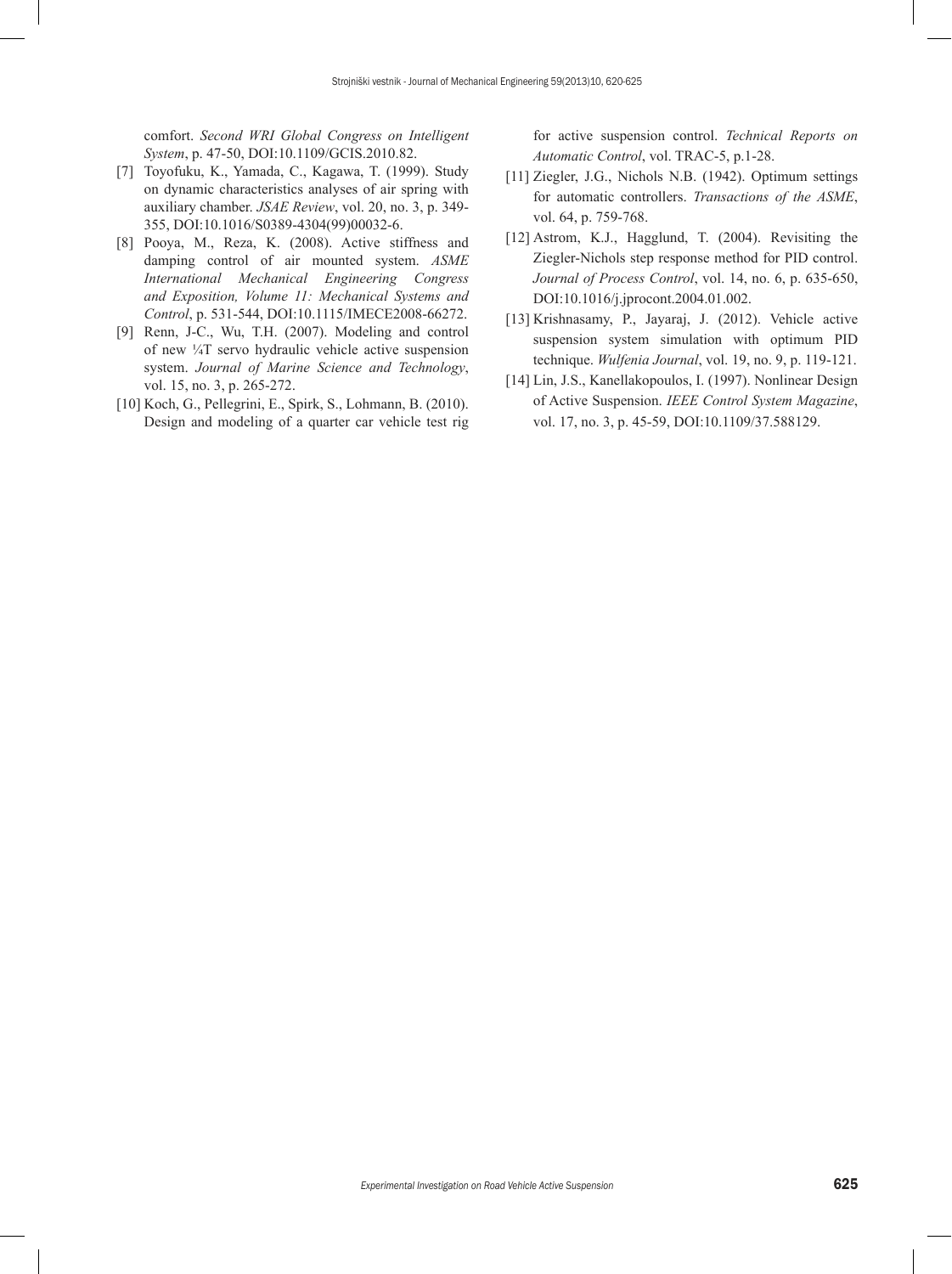comfort. *Second WRI Global Congress on Intelligent System*, p. 47-50, DOI:10.1109/GCIS.2010.82.

[7] Toyofuku, K., Yamada, C., Kagawa, T. (1999). Study on dynamic characteristics analyses of air spring with auxiliary chamber. *JSAE Review*, vol. 20, no. 3, p. 349-355, DOI:10.1016/S0389-4304(99)00032-6.

[8] Pooya, M., Reza, K. (2008). Active stiffness and damping control of air mounted system. *ASME International Mechanical Engineering Congress and Exposition, Volume 11: Mechanical Systems and Control*, p. 531-544, DOI:10.1115/IMECE2008-66272.

[9] Renn, J-C., Wu, T.H. (2007). Modeling and control of new ¼T servo hydraulic vehicle active suspension system. *Journal of Marine Science and Technology*, vol. 15, no. 3, p. 265-272.

[10] Koch, G., Pellegrini, E., Spirk, S., Lohmann, B. (2010). Design and modeling of a quarter car vehicle test rig for active suspension control. *Technical Reports on Automatic Control*, vol. TRAC-5, p.1-28.

[11] Ziegler, J.G., Nichols N.B. (1942). Optimum settings for automatic controllers. *Transactions of the ASME*, vol. 64, p. 759-768.

[12] Astrom, K.J., Hagglund, T. (2004). Revisiting the Ziegler-Nichols step response method for PID control. *Journal of Process Control*, vol. 14, no. 6, p. 635-650, DOI:10.1016/j.jprocont.2004.01.002.

[13] Krishnasamy, P., Jayaraj, J. (2012). Vehicle active suspension system simulation with optimum PID technique. *Wulfenia Journal*, vol. 19, no. 9, p. 119-121.

[14] Lin, J.S., Kanellakopoulos, I. (1997). Nonlinear Design of Active Suspension. *IEEE Control System Magazine*, vol. 17, no. 3, p. 45-59, DOI:10.1109/37.588129.